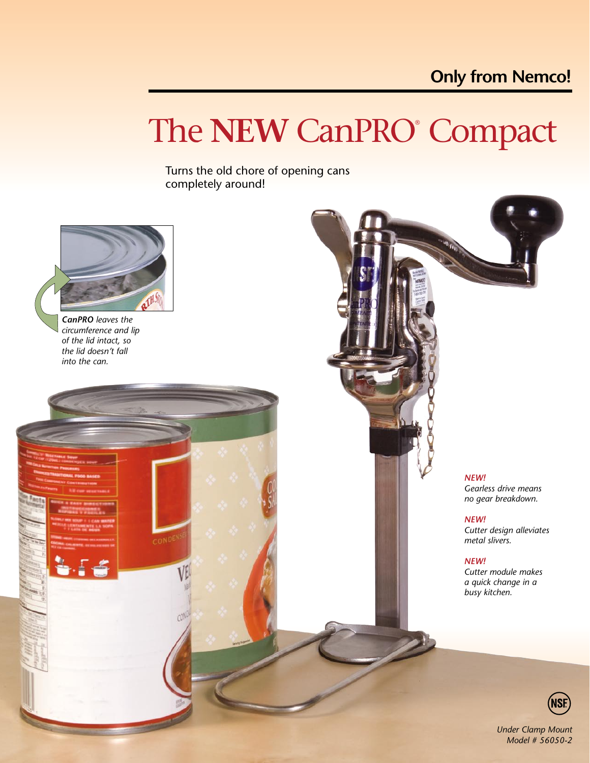**Only from Nemco!**

# The **NEW** CanPRO® Compact

Turns the old chore of opening cans completely around!

***CanPRO** leaves the circumference and lip of the lid intact, so the lid doesn't fall into the can.*

***NEW!***
*Gearless drive means no gear breakdown.*

***NEW!***
*Cutter design alleviates metal slivers.*

***NEW!***
*Cutter module makes a quick change in a busy kitchen.*

*Under Clamp Mount*
*Model # 56050-2*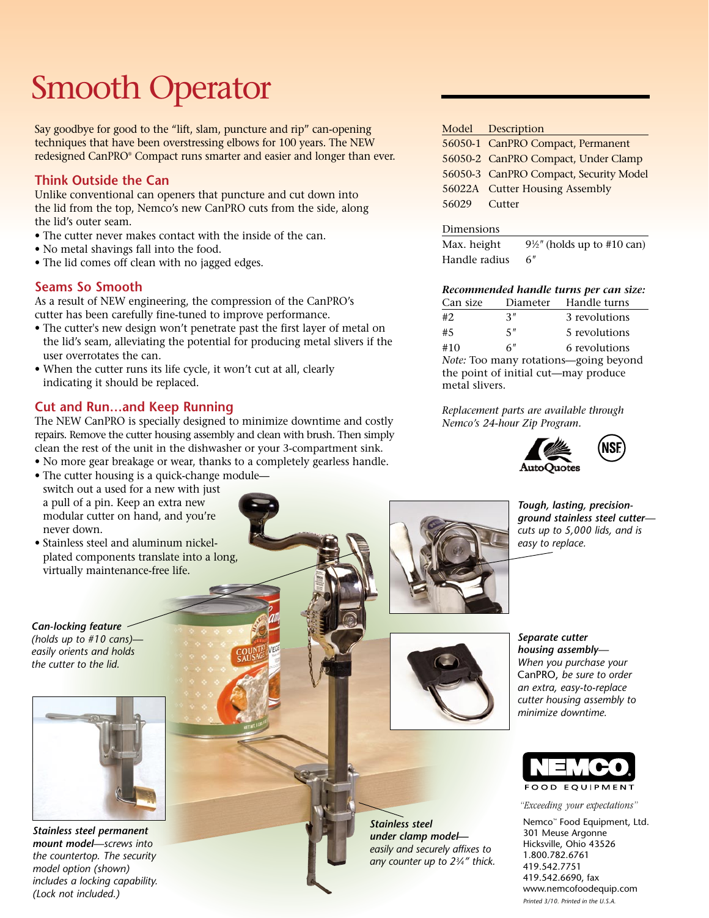# Smooth Operator

Say goodbye for good to the "lift, slam, puncture and rip" can-opening techniques that have been overstressing elbows for 100 years. The NEW redesigned CanPRO® Compact runs smarter and easier and longer than ever.

## Think Outside the Can

Unlike conventional can openers that puncture and cut down into the lid from the top, Nemco's new CanPRO cuts from the side, along the lid's outer seam.

- The cutter never makes contact with the inside of the can.
- No metal shavings fall into the food.
- The lid comes off clean with no jagged edges.

## Seams So Smooth

As a result of NEW engineering, the compression of the CanPRO's cutter has been carefully fine-tuned to improve performance.

- The cutter's new design won't penetrate past the first layer of metal on the lid's seam, alleviating the potential for producing metal slivers if the user overrotates the can.
- When the cutter runs its life cycle, it won't cut at all, clearly indicating it should be replaced.

## Cut and Run...and Keep Running

The NEW CanPRO is specially designed to minimize downtime and costly repairs. Remove the cutter housing assembly and clean with brush. Then simply clean the rest of the unit in the dishwasher or your 3-compartment sink.

- No more gear breakage or wear, thanks to a completely gearless handle.
- The cutter housing is a quick-change module—switch out a used for a new with just a pull of a pin. Keep an extra new modular cutter on hand, and you're never down.
- Stainless steel and aluminum nickel-plated components translate into a long, virtually maintenance-free life.

| Model | Description |
|---|---|
| 56050-1 | CanPRO Compact, Permanent |
| 56050-2 | CanPRO Compact, Under Clamp |
| 56050-3 | CanPRO Compact, Security Model |
| 56022A | Cutter Housing Assembly |
| 56029 | Cutter |

| Dimensions | |
|---|---|
| Max. height | 9½" (holds up to #10 can) |
| Handle radius | 6" |

***Recommended handle turns per can size:***

| Can size | Diameter | Handle turns |
|---|---|---|
| #2 | 3" | 3 revolutions |
| #5 | 5" | 5 revolutions |
| #10 | 6" | 6 revolutions |

*Note:* Too many rotations—going beyond the point of initial cut—may produce metal slivers.

*Replacement parts are available through Nemco's 24-hour Zip Program.*

AutoQuotes

NSF

***Can-locking feature*** *(holds up to #10 cans)—easily orients and holds the cutter to the lid.*

***Tough, lasting, precision-ground stainless steel cutter****—cuts up to 5,000 lids, and is easy to replace.*

***Separate cutter housing assembly****—When you purchase your* CanPRO, *be sure to order an extra, easy-to-replace cutter housing assembly to minimize downtime.*

***Stainless steel permanent mount model****—screws into the countertop. The security model option (shown) includes a locking capability. (Lock not included.)*

***Stainless steel under clamp model****—easily and securely affixes to any counter up to 2¼" thick.*

NEMCO FOOD EQUIPMENT

*"Exceeding your expectations"*

Nemco™ Food Equipment, Ltd.
301 Meuse Argonne
Hicksville, Ohio 43526
1.800.782.6761
419.542.7751
419.542.6690, fax
www.nemcofoodequip.com

*Printed 3/10. Printed in the U.S.A.*